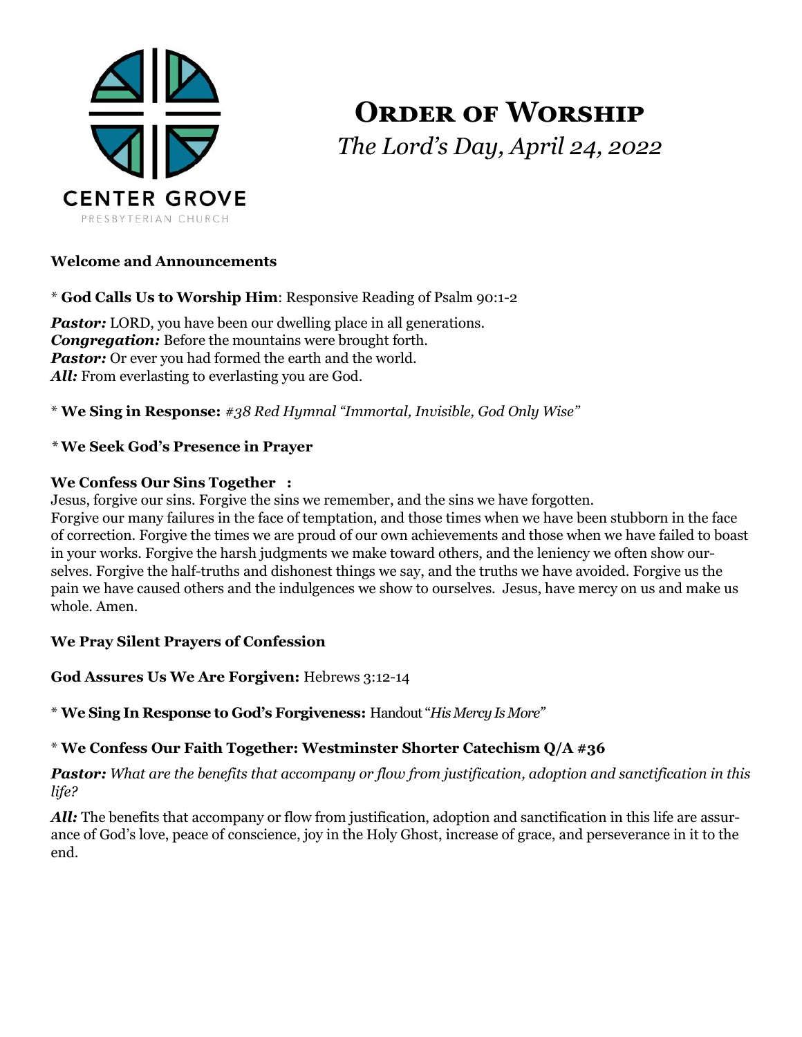CENTER GROVE
PRESBYTERIAN CHURCH

# Order of Worship

*The Lord's Day, April 24, 2022*

**Welcome and Announcements**

* **God Calls Us to Worship Him**: Responsive Reading of Psalm 90:1-2

***Pastor:*** LORD, you have been our dwelling place in all generations.
***Congregation:*** Before the mountains were brought forth.
***Pastor:*** Or ever you had formed the earth and the world.
***All:*** From everlasting to everlasting you are God.

* **We Sing in Response:** *#38 Red Hymnal "Immortal, Invisible, God Only Wise"*

* **We Seek God's Presence in Prayer**

**We Confess Our Sins Together :**
Jesus, forgive our sins. Forgive the sins we remember, and the sins we have forgotten.
Forgive our many failures in the face of temptation, and those times when we have been stubborn in the face of correction. Forgive the times we are proud of our own achievements and those when we have failed to boast in your works. Forgive the harsh judgments we make toward others, and the leniency we often show ourselves. Forgive the half-truths and dishonest things we say, and the truths we have avoided. Forgive us the pain we have caused others and the indulgences we show to ourselves. Jesus, have mercy on us and make us whole. Amen.

**We Pray Silent Prayers of Confession**

**God Assures Us We Are Forgiven:** Hebrews 3:12-14

* **We Sing In Response to God's Forgiveness:** Handout "*His Mercy Is More*"

* **We Confess Our Faith Together: Westminster Shorter Catechism Q/A #36**

***Pastor:*** *What are the benefits that accompany or flow from justification, adoption and sanctification in this life?*

***All:*** The benefits that accompany or flow from justification, adoption and sanctification in this life are assurance of God's love, peace of conscience, joy in the Holy Ghost, increase of grace, and perseverance in it to the end.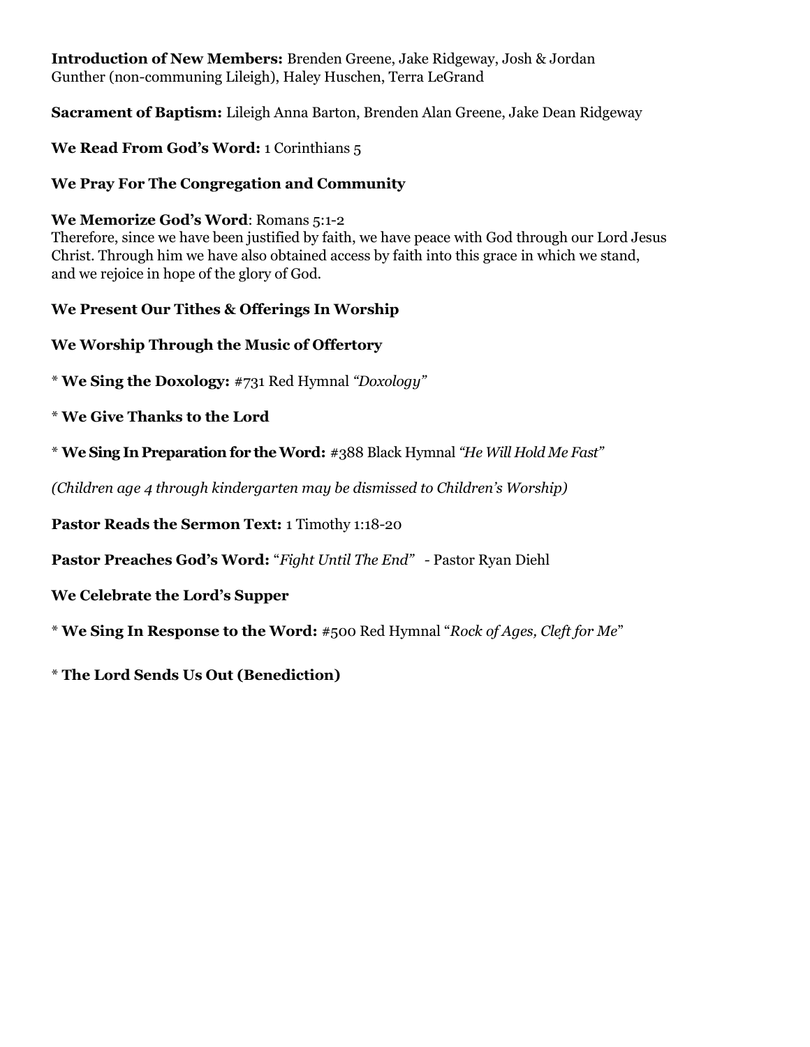**Introduction of New Members:** Brenden Greene, Jake Ridgeway, Josh & Jordan Gunther (non-communing Lileigh), Haley Huschen, Terra LeGrand

**Sacrament of Baptism:** Lileigh Anna Barton, Brenden Alan Greene, Jake Dean Ridgeway

**We Read From God's Word:** 1 Corinthians 5

**We Pray For The Congregation and Community**

**We Memorize God's Word**: Romans 5:1-2
Therefore, since we have been justified by faith, we have peace with God through our Lord Jesus Christ. Through him we have also obtained access by faith into this grace in which we stand, and we rejoice in hope of the glory of God.

**We Present Our Tithes & Offerings In Worship**

**We Worship Through the Music of Offertory**

\* **We Sing the Doxology:** #731 Red Hymnal *"Doxology"*

\* **We Give Thanks to the Lord**

\* **We Sing In Preparation for the Word:** #388 Black Hymnal *"He Will Hold Me Fast"*

*(Children age 4 through kindergarten may be dismissed to Children's Worship)*

**Pastor Reads the Sermon Text:** 1 Timothy 1:18-20

**Pastor Preaches God's Word:** "*Fight Until The End"* - Pastor Ryan Diehl

**We Celebrate the Lord's Supper**

\* **We Sing In Response to the Word:** #500 Red Hymnal "*Rock of Ages, Cleft for Me*"

\* **The Lord Sends Us Out (Benediction)**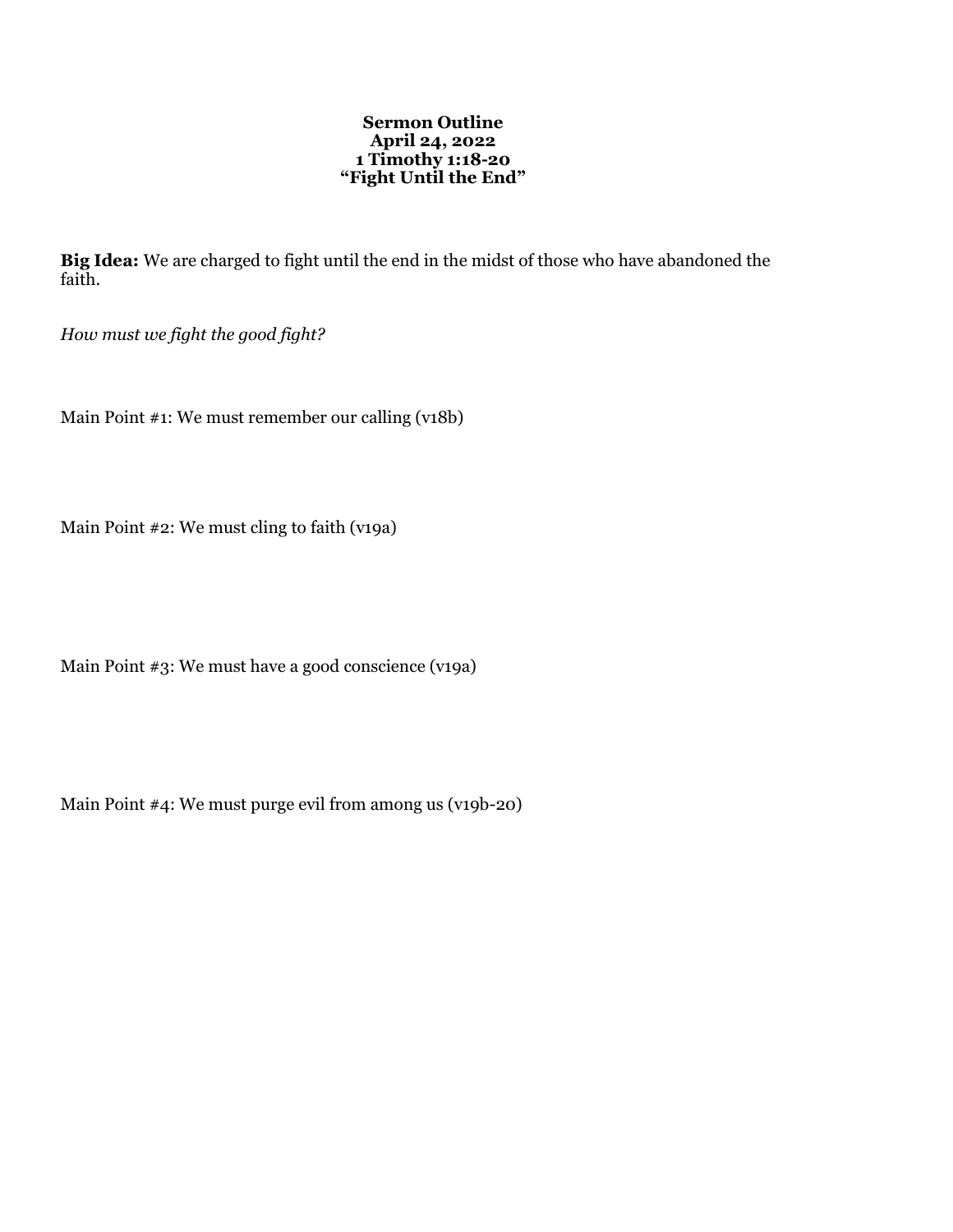**Sermon Outline**
**April 24, 2022**
**1 Timothy 1:18-20**
**"Fight Until the End"**

**Big Idea:** We are charged to fight until the end in the midst of those who have abandoned the faith.

*How must we fight the good fight?*

Main Point #1: We must remember our calling (v18b)

Main Point #2: We must cling to faith (v19a)

Main Point #3: We must have a good conscience (v19a)

Main Point #4: We must purge evil from among us (v19b-20)